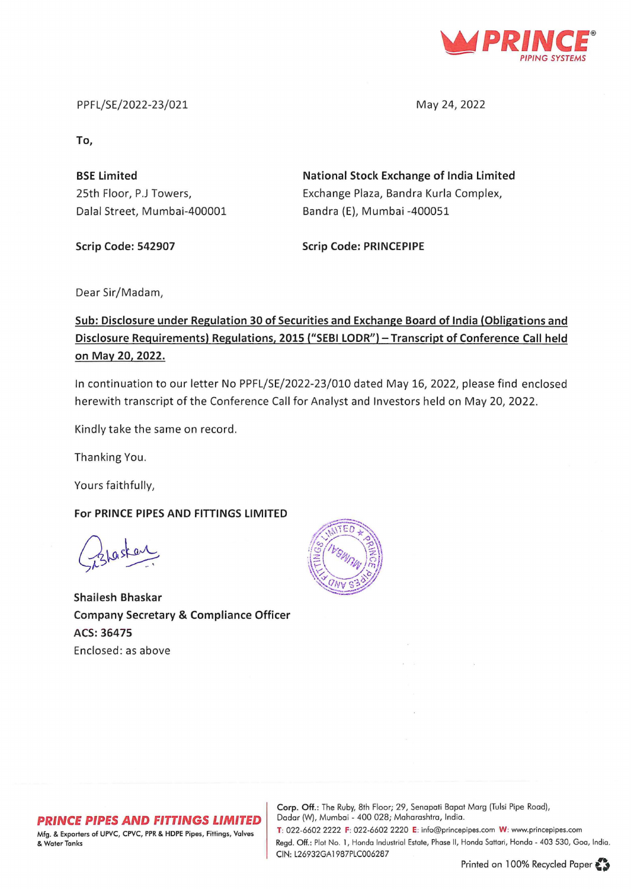PPFL/SE/2022-23/021

May 24, 2022

**To,**

**BSE Limited**
25th Floor, P.J Towers,
Dalal Street, Mumbai-400001

**Scrip Code: 542907**

**National Stock Exchange of India Limited**
Exchange Plaza, Bandra Kurla Complex,
Bandra (E), Mumbai -400051

**Scrip Code: PRINCEPIPE**

Dear Sir/Madam,

**Sub: Disclosure under Regulation 30 of Securities and Exchange Board of India (Obligations and Disclosure Requirements) Regulations, 2015 ("SEBI LODR") – Transcript of Conference Call held on May 20, 2022.**

In continuation to our letter No PPFL/SE/2022-23/010 dated May 16, 2022, please find enclosed herewith transcript of the Conference Call for Analyst and Investors held on May 20, 2022.

Kindly take the same on record.

Thanking You.

Yours faithfully,

**For PRINCE PIPES AND FITTINGS LIMITED**

**Shailesh Bhaskar**
**Company Secretary & Compliance Officer**
**ACS: 36475**
Enclosed: as above

**PRINCE PIPES AND FITTINGS LIMITED**
Mfg. & Exporters of UPVC, CPVC, PPR & HDPE Pipes, Fittings, Valves & Water Tanks

Corp. Off.: The Ruby, 8th Floor; 29, Senapati Bapat Marg (Tulsi Pipe Road), Dadar (W), Mumbai - 400 028; Maharashtra, India.
T: 022-6602 2222 F: 022-6602 2220 E: info@princepipes.com W: www.princepipes.com
Regd. Off.: Plot No. 1, Honda Industrial Estate, Phase II, Honda Sattari, Honda - 403 530, Goa, India.
CIN: L26932GA1987PLC006287

Printed on 100% Recycled Paper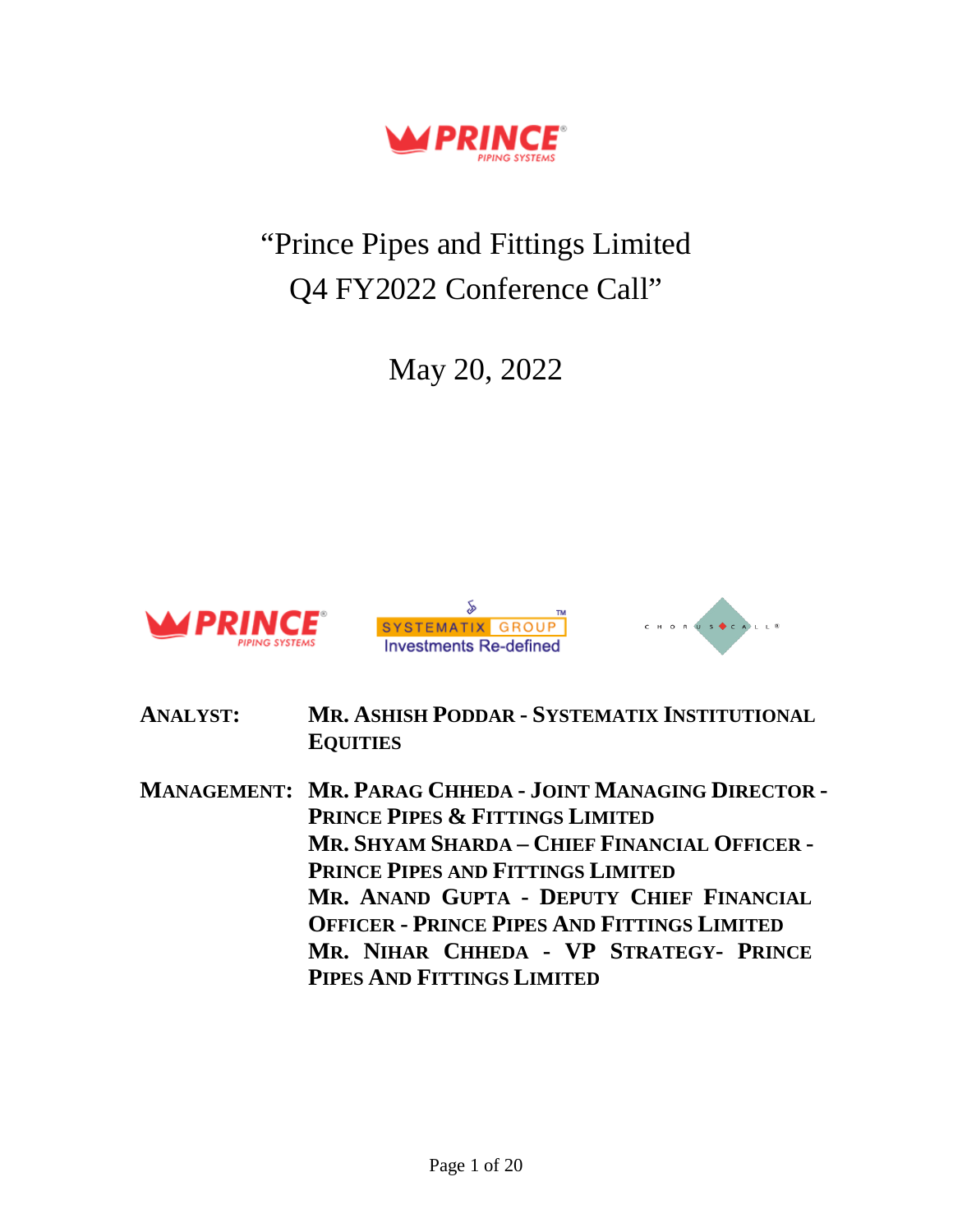# "Prince Pipes and Fittings Limited Q4 FY2022 Conference Call"

May 20, 2022

**ANALYST:** **MR. ASHISH PODDAR - SYSTEMATIX INSTITUTIONAL EQUITIES**

**MANAGEMENT:** **MR. PARAG CHHEDA - JOINT MANAGING DIRECTOR - PRINCE PIPES & FITTINGS LIMITED**
**MR. SHYAM SHARDA – CHIEF FINANCIAL OFFICER - PRINCE PIPES AND FITTINGS LIMITED**
**MR. ANAND GUPTA - DEPUTY CHIEF FINANCIAL OFFICER - PRINCE PIPES AND FITTINGS LIMITED**
**MR. NIHAR CHHEDA - VP STRATEGY- PRINCE PIPES AND FITTINGS LIMITED**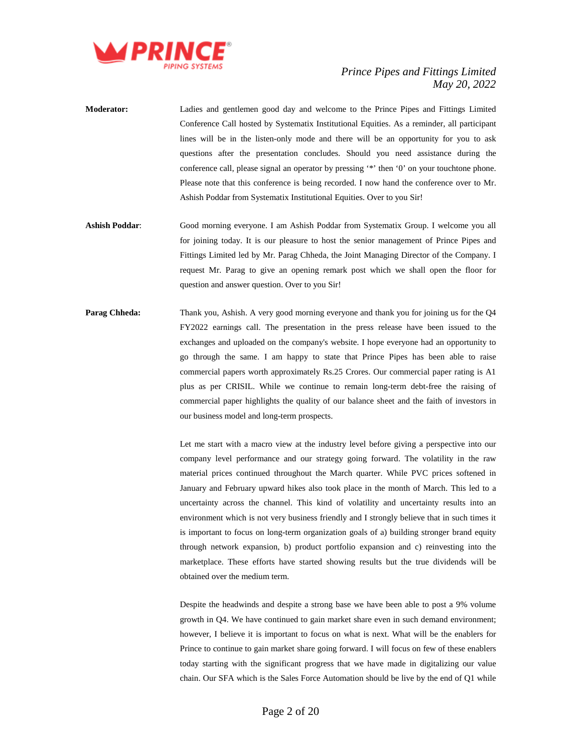**Moderator:** Ladies and gentlemen good day and welcome to the Prince Pipes and Fittings Limited Conference Call hosted by Systematix Institutional Equities. As a reminder, all participant lines will be in the listen-only mode and there will be an opportunity for you to ask questions after the presentation concludes. Should you need assistance during the conference call, please signal an operator by pressing '*' then '0' on your touchtone phone. Please note that this conference is being recorded. I now hand the conference over to Mr. Ashish Poddar from Systematix Institutional Equities. Over to you Sir!

**Ashish Poddar**: Good morning everyone. I am Ashish Poddar from Systematix Group. I welcome you all for joining today. It is our pleasure to host the senior management of Prince Pipes and Fittings Limited led by Mr. Parag Chheda, the Joint Managing Director of the Company. I request Mr. Parag to give an opening remark post which we shall open the floor for question and answer question. Over to you Sir!

**Parag Chheda:** Thank you, Ashish. A very good morning everyone and thank you for joining us for the Q4 FY2022 earnings call. The presentation in the press release have been issued to the exchanges and uploaded on the company's website. I hope everyone had an opportunity to go through the same. I am happy to state that Prince Pipes has been able to raise commercial papers worth approximately Rs.25 Crores. Our commercial paper rating is A1 plus as per CRISIL. While we continue to remain long-term debt-free the raising of commercial paper highlights the quality of our balance sheet and the faith of investors in our business model and long-term prospects.

Let me start with a macro view at the industry level before giving a perspective into our company level performance and our strategy going forward. The volatility in the raw material prices continued throughout the March quarter. While PVC prices softened in January and February upward hikes also took place in the month of March. This led to a uncertainty across the channel. This kind of volatility and uncertainty results into an environment which is not very business friendly and I strongly believe that in such times it is important to focus on long-term organization goals of a) building stronger brand equity through network expansion, b) product portfolio expansion and c) reinvesting into the marketplace. These efforts have started showing results but the true dividends will be obtained over the medium term.

Despite the headwinds and despite a strong base we have been able to post a 9% volume growth in Q4. We have continued to gain market share even in such demand environment; however, I believe it is important to focus on what is next. What will be the enablers for Prince to continue to gain market share going forward. I will focus on few of these enablers today starting with the significant progress that we have made in digitalizing our value chain. Our SFA which is the Sales Force Automation should be live by the end of Q1 while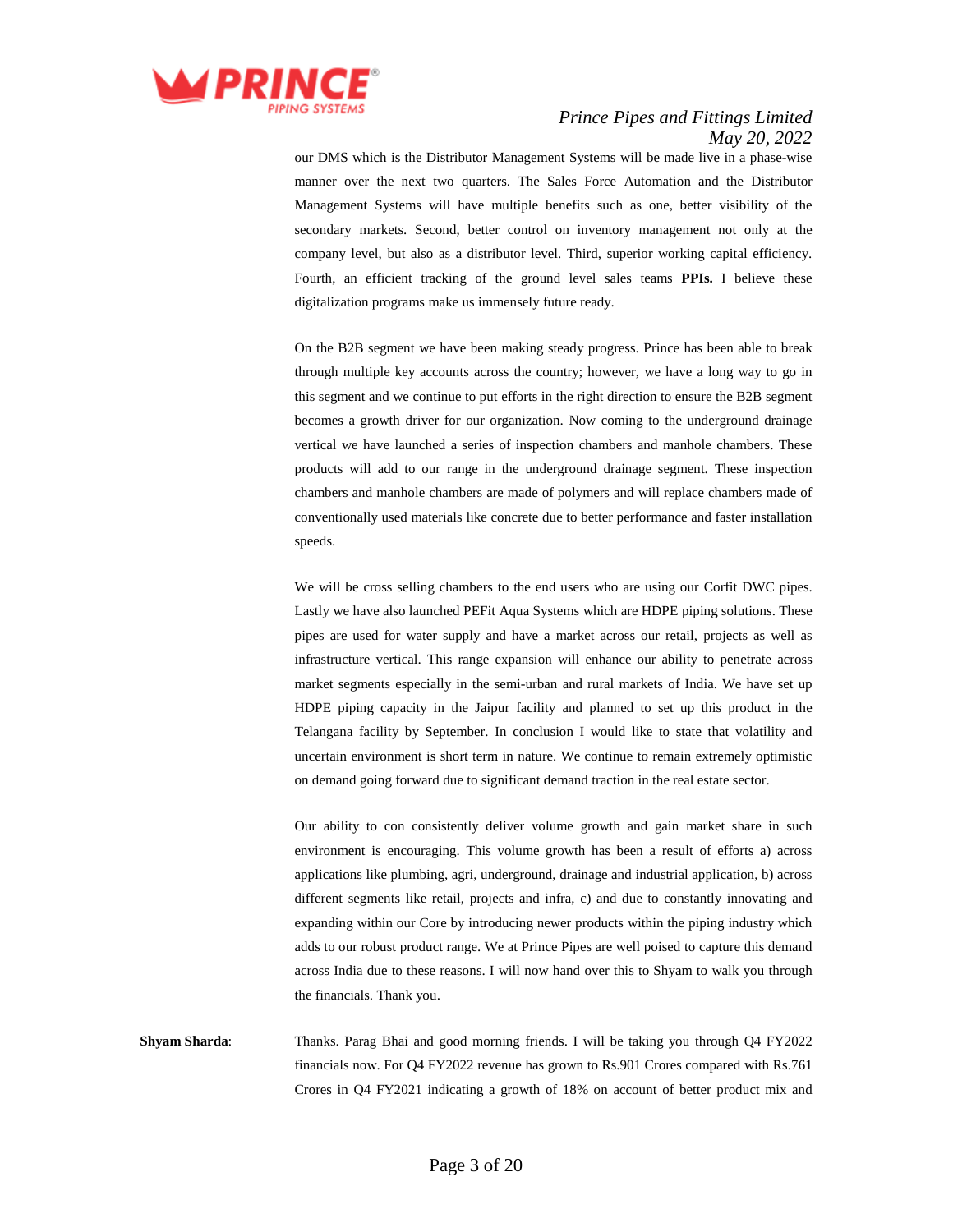our DMS which is the Distributor Management Systems will be made live in a phase-wise manner over the next two quarters. The Sales Force Automation and the Distributor Management Systems will have multiple benefits such as one, better visibility of the secondary markets. Second, better control on inventory management not only at the company level, but also as a distributor level. Third, superior working capital efficiency. Fourth, an efficient tracking of the ground level sales teams **PPIs.** I believe these digitalization programs make us immensely future ready.

On the B2B segment we have been making steady progress. Prince has been able to break through multiple key accounts across the country; however, we have a long way to go in this segment and we continue to put efforts in the right direction to ensure the B2B segment becomes a growth driver for our organization. Now coming to the underground drainage vertical we have launched a series of inspection chambers and manhole chambers. These products will add to our range in the underground drainage segment. These inspection chambers and manhole chambers are made of polymers and will replace chambers made of conventionally used materials like concrete due to better performance and faster installation speeds.

We will be cross selling chambers to the end users who are using our Corfit DWC pipes. Lastly we have also launched PEFit Aqua Systems which are HDPE piping solutions. These pipes are used for water supply and have a market across our retail, projects as well as infrastructure vertical. This range expansion will enhance our ability to penetrate across market segments especially in the semi-urban and rural markets of India. We have set up HDPE piping capacity in the Jaipur facility and planned to set up this product in the Telangana facility by September. In conclusion I would like to state that volatility and uncertain environment is short term in nature. We continue to remain extremely optimistic on demand going forward due to significant demand traction in the real estate sector.

Our ability to con consistently deliver volume growth and gain market share in such environment is encouraging. This volume growth has been a result of efforts a) across applications like plumbing, agri, underground, drainage and industrial application, b) across different segments like retail, projects and infra, c) and due to constantly innovating and expanding within our Core by introducing newer products within the piping industry which adds to our robust product range. We at Prince Pipes are well poised to capture this demand across India due to these reasons. I will now hand over this to Shyam to walk you through the financials. Thank you.

**Shyam Sharda**: Thanks. Parag Bhai and good morning friends. I will be taking you through Q4 FY2022 financials now. For Q4 FY2022 revenue has grown to Rs.901 Crores compared with Rs.761 Crores in Q4 FY2021 indicating a growth of 18% on account of better product mix and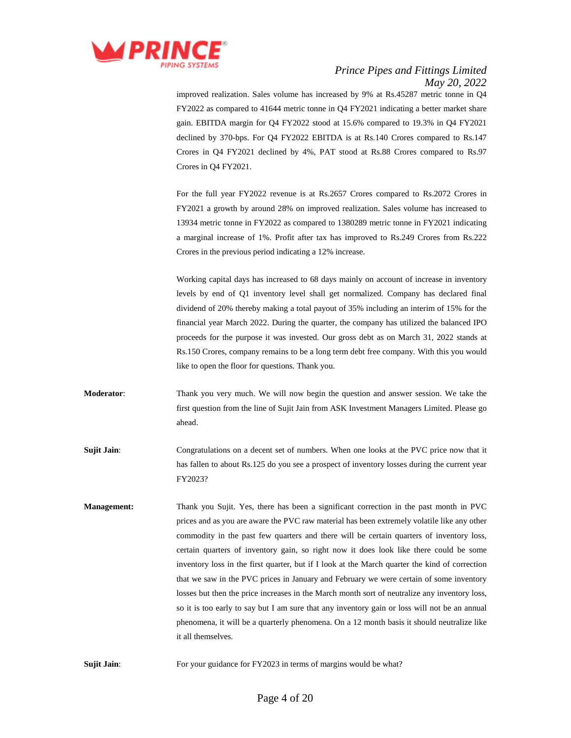improved realization. Sales volume has increased by 9% at Rs.45287 metric tonne in Q4 FY2022 as compared to 41644 metric tonne in Q4 FY2021 indicating a better market share gain. EBITDA margin for Q4 FY2022 stood at 15.6% compared to 19.3% in Q4 FY2021 declined by 370-bps. For Q4 FY2022 EBITDA is at Rs.140 Crores compared to Rs.147 Crores in Q4 FY2021 declined by 4%, PAT stood at Rs.88 Crores compared to Rs.97 Crores in Q4 FY2021.

For the full year FY2022 revenue is at Rs.2657 Crores compared to Rs.2072 Crores in FY2021 a growth by around 28% on improved realization. Sales volume has increased to 13934 metric tonne in FY2022 as compared to 1380289 metric tonne in FY2021 indicating a marginal increase of 1%. Profit after tax has improved to Rs.249 Crores from Rs.222 Crores in the previous period indicating a 12% increase.

Working capital days has increased to 68 days mainly on account of increase in inventory levels by end of Q1 inventory level shall get normalized. Company has declared final dividend of 20% thereby making a total payout of 35% including an interim of 15% for the financial year March 2022. During the quarter, the company has utilized the balanced IPO proceeds for the purpose it was invested. Our gross debt as on March 31, 2022 stands at Rs.150 Crores, company remains to be a long term debt free company. With this you would like to open the floor for questions. Thank you.

**Moderator**: Thank you very much. We will now begin the question and answer session. We take the first question from the line of Sujit Jain from ASK Investment Managers Limited. Please go ahead.

**Sujit Jain**: Congratulations on a decent set of numbers. When one looks at the PVC price now that it has fallen to about Rs.125 do you see a prospect of inventory losses during the current year FY2023?

**Management:** Thank you Sujit. Yes, there has been a significant correction in the past month in PVC prices and as you are aware the PVC raw material has been extremely volatile like any other commodity in the past few quarters and there will be certain quarters of inventory loss, certain quarters of inventory gain, so right now it does look like there could be some inventory loss in the first quarter, but if I look at the March quarter the kind of correction that we saw in the PVC prices in January and February we were certain of some inventory losses but then the price increases in the March month sort of neutralize any inventory loss, so it is too early to say but I am sure that any inventory gain or loss will not be an annual phenomena, it will be a quarterly phenomena. On a 12 month basis it should neutralize like it all themselves.

**Sujit Jain**: For your guidance for FY2023 in terms of margins would be what?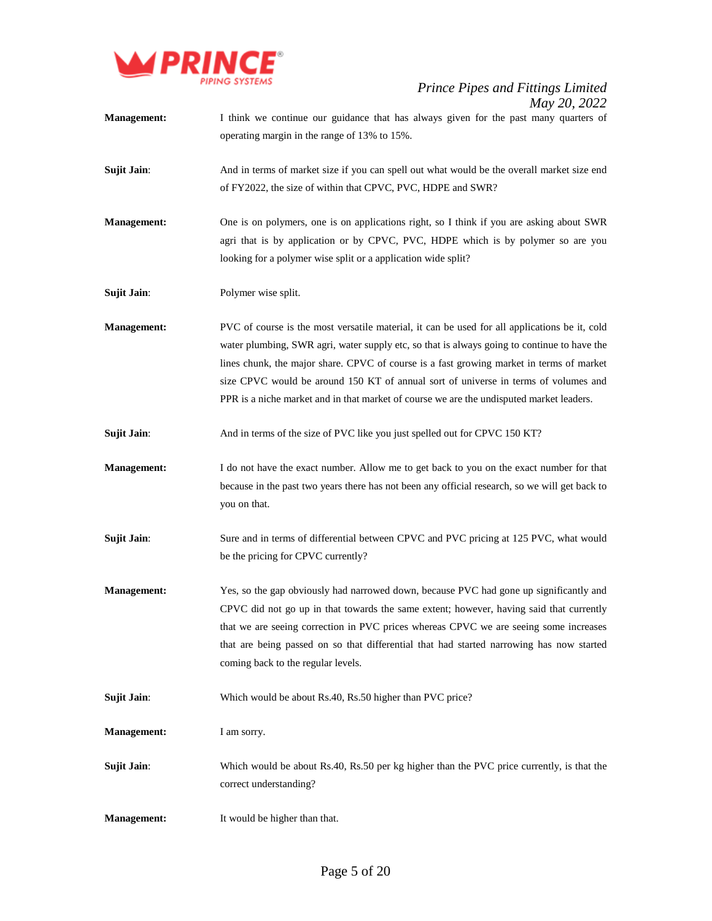**Management:** I think we continue our guidance that has always given for the past many quarters of operating margin in the range of 13% to 15%.

**Sujit Jain:** And in terms of market size if you can spell out what would be the overall market size end of FY2022, the size of within that CPVC, PVC, HDPE and SWR?

**Management:** One is on polymers, one is on applications right, so I think if you are asking about SWR agri that is by application or by CPVC, PVC, HDPE which is by polymer so are you looking for a polymer wise split or a application wide split?

**Sujit Jain:** Polymer wise split.

**Management:** PVC of course is the most versatile material, it can be used for all applications be it, cold water plumbing, SWR agri, water supply etc, so that is always going to continue to have the lines chunk, the major share. CPVC of course is a fast growing market in terms of market size CPVC would be around 150 KT of annual sort of universe in terms of volumes and PPR is a niche market and in that market of course we are the undisputed market leaders.

**Sujit Jain:** And in terms of the size of PVC like you just spelled out for CPVC 150 KT?

**Management:** I do not have the exact number. Allow me to get back to you on the exact number for that because in the past two years there has not been any official research, so we will get back to you on that.

**Sujit Jain:** Sure and in terms of differential between CPVC and PVC pricing at 125 PVC, what would be the pricing for CPVC currently?

**Management:** Yes, so the gap obviously had narrowed down, because PVC had gone up significantly and CPVC did not go up in that towards the same extent; however, having said that currently that we are seeing correction in PVC prices whereas CPVC we are seeing some increases that are being passed on so that differential that had started narrowing has now started coming back to the regular levels.

**Sujit Jain:** Which would be about Rs.40, Rs.50 higher than PVC price?

**Management:** I am sorry.

**Sujit Jain:** Which would be about Rs.40, Rs.50 per kg higher than the PVC price currently, is that the correct understanding?

**Management:** It would be higher than that.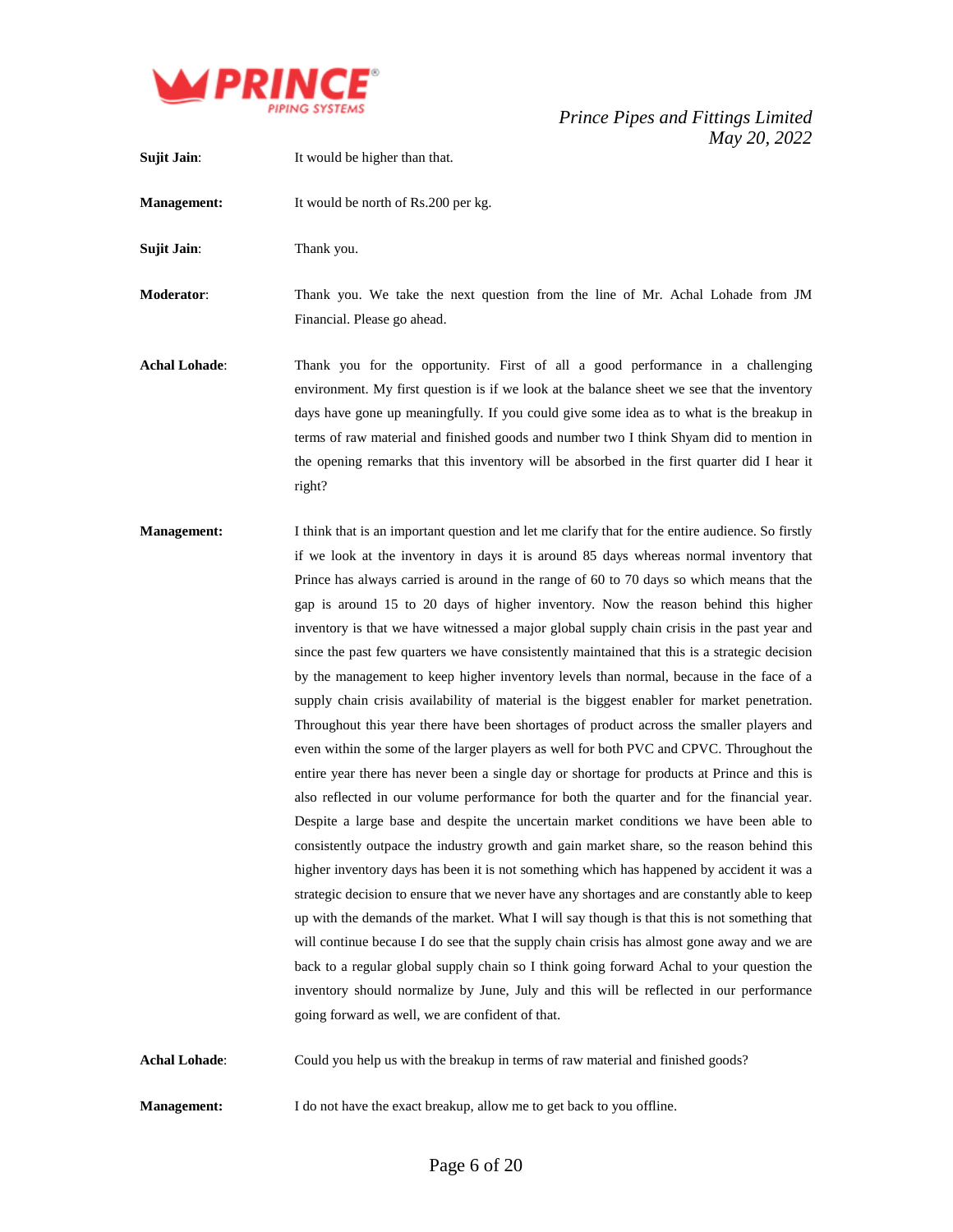**Sujit Jain**: It would be higher than that.

**Management:** It would be north of Rs.200 per kg.

**Sujit Jain**: Thank you.

**Moderator**: Thank you. We take the next question from the line of Mr. Achal Lohade from JM Financial. Please go ahead.

**Achal Lohade**: Thank you for the opportunity. First of all a good performance in a challenging environment. My first question is if we look at the balance sheet we see that the inventory days have gone up meaningfully. If you could give some idea as to what is the breakup in terms of raw material and finished goods and number two I think Shyam did to mention in the opening remarks that this inventory will be absorbed in the first quarter did I hear it right?

**Management:** I think that is an important question and let me clarify that for the entire audience. So firstly if we look at the inventory in days it is around 85 days whereas normal inventory that Prince has always carried is around in the range of 60 to 70 days so which means that the gap is around 15 to 20 days of higher inventory. Now the reason behind this higher inventory is that we have witnessed a major global supply chain crisis in the past year and since the past few quarters we have consistently maintained that this is a strategic decision by the management to keep higher inventory levels than normal, because in the face of a supply chain crisis availability of material is the biggest enabler for market penetration. Throughout this year there have been shortages of product across the smaller players and even within the some of the larger players as well for both PVC and CPVC. Throughout the entire year there has never been a single day or shortage for products at Prince and this is also reflected in our volume performance for both the quarter and for the financial year. Despite a large base and despite the uncertain market conditions we have been able to consistently outpace the industry growth and gain market share, so the reason behind this higher inventory days has been it is not something which has happened by accident it was a strategic decision to ensure that we never have any shortages and are constantly able to keep up with the demands of the market. What I will say though is that this is not something that will continue because I do see that the supply chain crisis has almost gone away and we are back to a regular global supply chain so I think going forward Achal to your question the inventory should normalize by June, July and this will be reflected in our performance going forward as well, we are confident of that.

**Achal Lohade**: Could you help us with the breakup in terms of raw material and finished goods?

**Management:** I do not have the exact breakup, allow me to get back to you offline.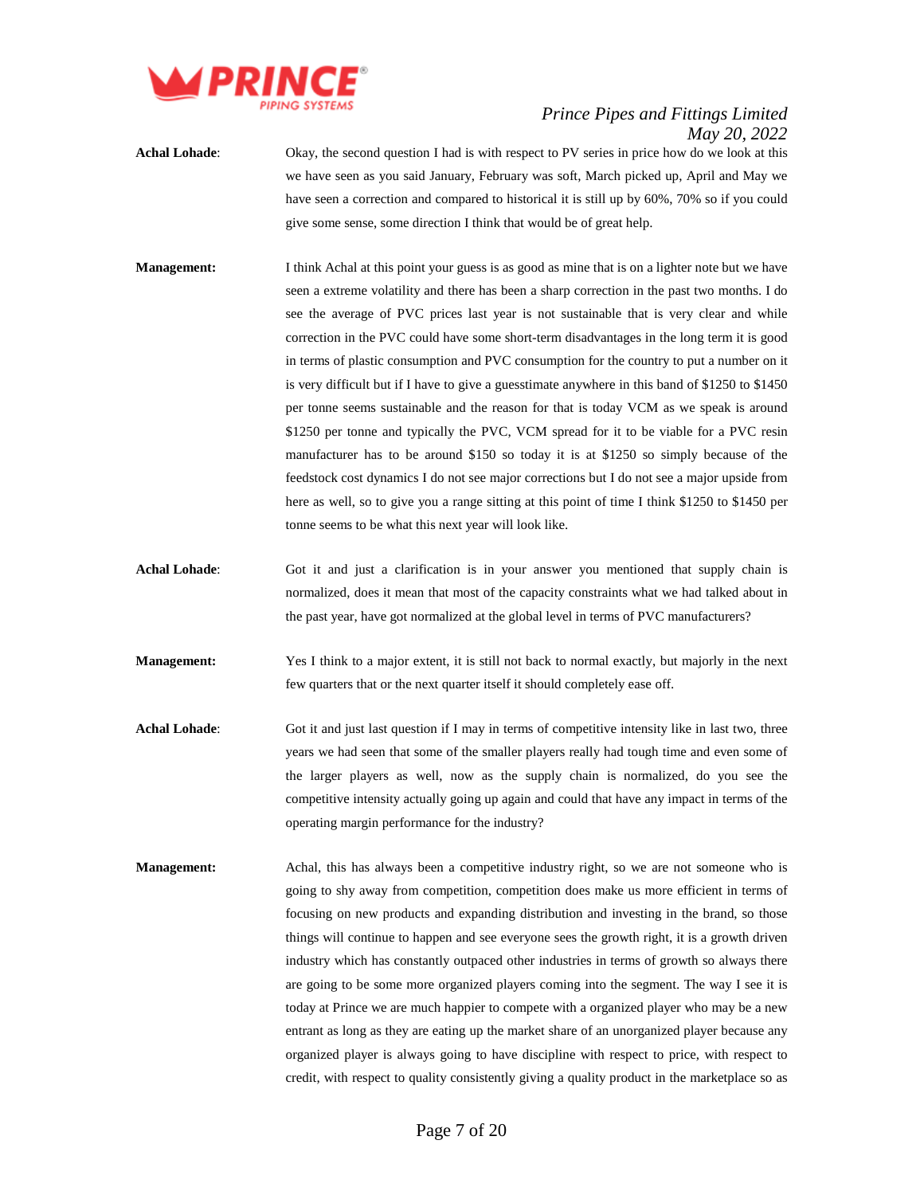**Achal Lohade**: Okay, the second question I had is with respect to PV series in price how do we look at this we have seen as you said January, February was soft, March picked up, April and May we have seen a correction and compared to historical it is still up by 60%, 70% so if you could give some sense, some direction I think that would be of great help.

**Management:** I think Achal at this point your guess is as good as mine that is on a lighter note but we have seen a extreme volatility and there has been a sharp correction in the past two months. I do see the average of PVC prices last year is not sustainable that is very clear and while correction in the PVC could have some short-term disadvantages in the long term it is good in terms of plastic consumption and PVC consumption for the country to put a number on it is very difficult but if I have to give a guesstimate anywhere in this band of $1250 to $1450 per tonne seems sustainable and the reason for that is today VCM as we speak is around $1250 per tonne and typically the PVC, VCM spread for it to be viable for a PVC resin manufacturer has to be around $150 so today it is at $1250 so simply because of the feedstock cost dynamics I do not see major corrections but I do not see a major upside from here as well, so to give you a range sitting at this point of time I think $1250 to $1450 per tonne seems to be what this next year will look like.

**Achal Lohade**: Got it and just a clarification is in your answer you mentioned that supply chain is normalized, does it mean that most of the capacity constraints what we had talked about in the past year, have got normalized at the global level in terms of PVC manufacturers?

**Management:** Yes I think to a major extent, it is still not back to normal exactly, but majorly in the next few quarters that or the next quarter itself it should completely ease off.

**Achal Lohade**: Got it and just last question if I may in terms of competitive intensity like in last two, three years we had seen that some of the smaller players really had tough time and even some of the larger players as well, now as the supply chain is normalized, do you see the competitive intensity actually going up again and could that have any impact in terms of the operating margin performance for the industry?

**Management:** Achal, this has always been a competitive industry right, so we are not someone who is going to shy away from competition, competition does make us more efficient in terms of focusing on new products and expanding distribution and investing in the brand, so those things will continue to happen and see everyone sees the growth right, it is a growth driven industry which has constantly outpaced other industries in terms of growth so always there are going to be some more organized players coming into the segment. The way I see it is today at Prince we are much happier to compete with a organized player who may be a new entrant as long as they are eating up the market share of an unorganized player because any organized player is always going to have discipline with respect to price, with respect to credit, with respect to quality consistently giving a quality product in the marketplace so as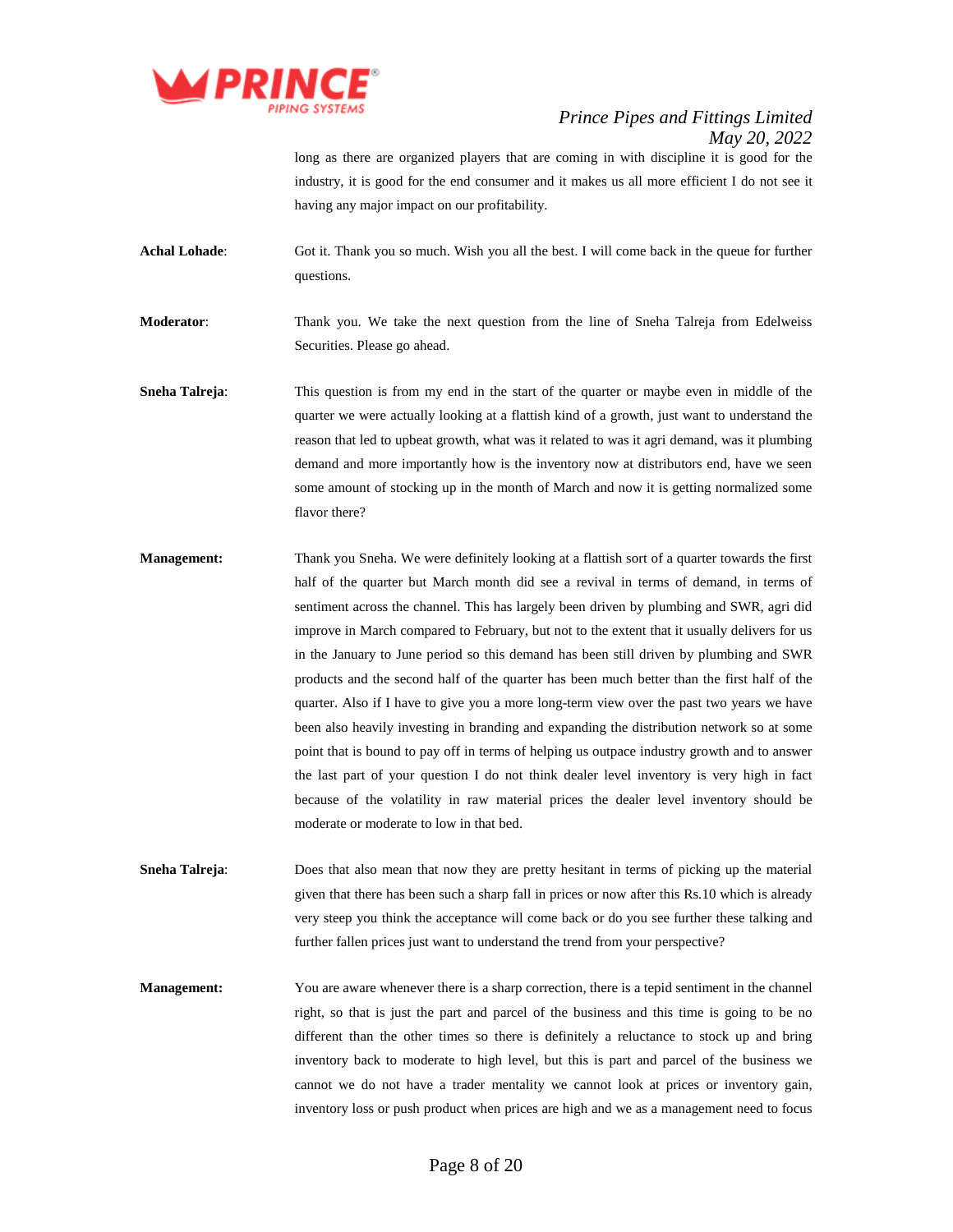long as there are organized players that are coming in with discipline it is good for the industry, it is good for the end consumer and it makes us all more efficient I do not see it having any major impact on our profitability.

**Achal Lohade**: Got it. Thank you so much. Wish you all the best. I will come back in the queue for further questions.

**Moderator**: Thank you. We take the next question from the line of Sneha Talreja from Edelweiss Securities. Please go ahead.

**Sneha Talreja**: This question is from my end in the start of the quarter or maybe even in middle of the quarter we were actually looking at a flattish kind of a growth, just want to understand the reason that led to upbeat growth, what was it related to was it agri demand, was it plumbing demand and more importantly how is the inventory now at distributors end, have we seen some amount of stocking up in the month of March and now it is getting normalized some flavor there?

**Management:** Thank you Sneha. We were definitely looking at a flattish sort of a quarter towards the first half of the quarter but March month did see a revival in terms of demand, in terms of sentiment across the channel. This has largely been driven by plumbing and SWR, agri did improve in March compared to February, but not to the extent that it usually delivers for us in the January to June period so this demand has been still driven by plumbing and SWR products and the second half of the quarter has been much better than the first half of the quarter. Also if I have to give you a more long-term view over the past two years we have been also heavily investing in branding and expanding the distribution network so at some point that is bound to pay off in terms of helping us outpace industry growth and to answer the last part of your question I do not think dealer level inventory is very high in fact because of the volatility in raw material prices the dealer level inventory should be moderate or moderate to low in that bed.

**Sneha Talreja**: Does that also mean that now they are pretty hesitant in terms of picking up the material given that there has been such a sharp fall in prices or now after this Rs.10 which is already very steep you think the acceptance will come back or do you see further these talking and further fallen prices just want to understand the trend from your perspective?

**Management:** You are aware whenever there is a sharp correction, there is a tepid sentiment in the channel right, so that is just the part and parcel of the business and this time is going to be no different than the other times so there is definitely a reluctance to stock up and bring inventory back to moderate to high level, but this is part and parcel of the business we cannot we do not have a trader mentality we cannot look at prices or inventory gain, inventory loss or push product when prices are high and we as a management need to focus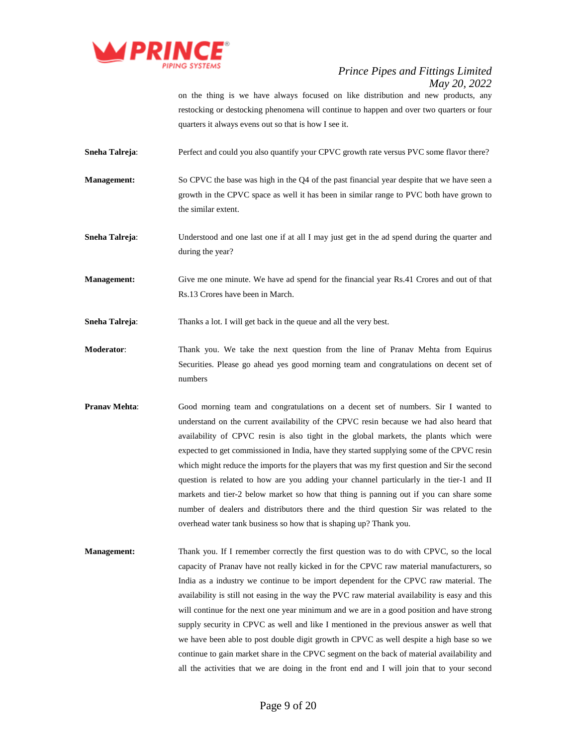on the thing is we have always focused on like distribution and new products, any restocking or destocking phenomena will continue to happen and over two quarters or four quarters it always evens out so that is how I see it.

**Sneha Talreja**: Perfect and could you also quantify your CPVC growth rate versus PVC some flavor there?

**Management:** So CPVC the base was high in the Q4 of the past financial year despite that we have seen a growth in the CPVC space as well it has been in similar range to PVC both have grown to the similar extent.

**Sneha Talreja**: Understood and one last one if at all I may just get in the ad spend during the quarter and during the year?

**Management:** Give me one minute. We have ad spend for the financial year Rs.41 Crores and out of that Rs.13 Crores have been in March.

**Sneha Talreja**: Thanks a lot. I will get back in the queue and all the very best.

**Moderator**: Thank you. We take the next question from the line of Pranav Mehta from Equirus Securities. Please go ahead yes good morning team and congratulations on decent set of numbers

**Pranav Mehta**: Good morning team and congratulations on a decent set of numbers. Sir I wanted to understand on the current availability of the CPVC resin because we had also heard that availability of CPVC resin is also tight in the global markets, the plants which were expected to get commissioned in India, have they started supplying some of the CPVC resin which might reduce the imports for the players that was my first question and Sir the second question is related to how are you adding your channel particularly in the tier-1 and II markets and tier-2 below market so how that thing is panning out if you can share some number of dealers and distributors there and the third question Sir was related to the overhead water tank business so how that is shaping up? Thank you.

**Management:** Thank you. If I remember correctly the first question was to do with CPVC, so the local capacity of Pranav have not really kicked in for the CPVC raw material manufacturers, so India as a industry we continue to be import dependent for the CPVC raw material. The availability is still not easing in the way the PVC raw material availability is easy and this will continue for the next one year minimum and we are in a good position and have strong supply security in CPVC as well and like I mentioned in the previous answer as well that we have been able to post double digit growth in CPVC as well despite a high base so we continue to gain market share in the CPVC segment on the back of material availability and all the activities that we are doing in the front end and I will join that to your second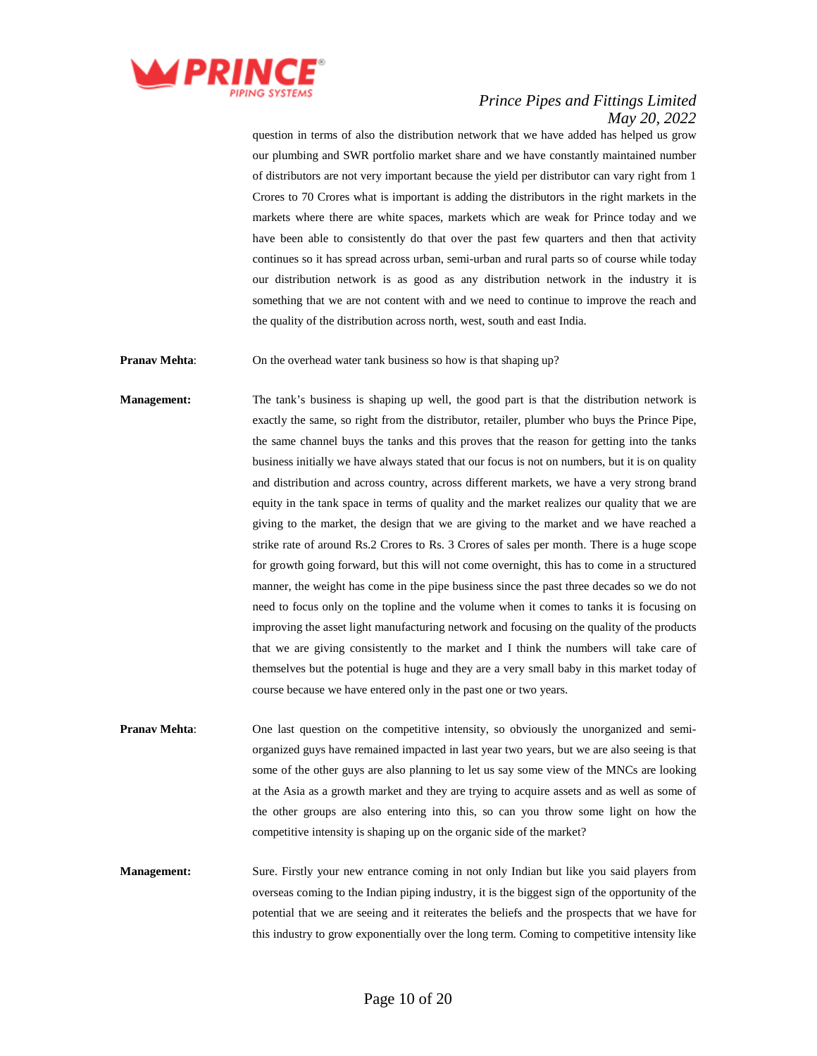question in terms of also the distribution network that we have added has helped us grow our plumbing and SWR portfolio market share and we have constantly maintained number of distributors are not very important because the yield per distributor can vary right from 1 Crores to 70 Crores what is important is adding the distributors in the right markets in the markets where there are white spaces, markets which are weak for Prince today and we have been able to consistently do that over the past few quarters and then that activity continues so it has spread across urban, semi-urban and rural parts so of course while today our distribution network is as good as any distribution network in the industry it is something that we are not content with and we need to continue to improve the reach and the quality of the distribution across north, west, south and east India.

**Pranav Mehta**: On the overhead water tank business so how is that shaping up?

**Management:** The tank's business is shaping up well, the good part is that the distribution network is exactly the same, so right from the distributor, retailer, plumber who buys the Prince Pipe, the same channel buys the tanks and this proves that the reason for getting into the tanks business initially we have always stated that our focus is not on numbers, but it is on quality and distribution and across country, across different markets, we have a very strong brand equity in the tank space in terms of quality and the market realizes our quality that we are giving to the market, the design that we are giving to the market and we have reached a strike rate of around Rs.2 Crores to Rs. 3 Crores of sales per month. There is a huge scope for growth going forward, but this will not come overnight, this has to come in a structured manner, the weight has come in the pipe business since the past three decades so we do not need to focus only on the topline and the volume when it comes to tanks it is focusing on improving the asset light manufacturing network and focusing on the quality of the products that we are giving consistently to the market and I think the numbers will take care of themselves but the potential is huge and they are a very small baby in this market today of course because we have entered only in the past one or two years.

**Pranav Mehta**: One last question on the competitive intensity, so obviously the unorganized and semi-organized guys have remained impacted in last year two years, but we are also seeing is that some of the other guys are also planning to let us say some view of the MNCs are looking at the Asia as a growth market and they are trying to acquire assets and as well as some of the other groups are also entering into this, so can you throw some light on how the competitive intensity is shaping up on the organic side of the market?

**Management:** Sure. Firstly your new entrance coming in not only Indian but like you said players from overseas coming to the Indian piping industry, it is the biggest sign of the opportunity of the potential that we are seeing and it reiterates the beliefs and the prospects that we have for this industry to grow exponentially over the long term. Coming to competitive intensity like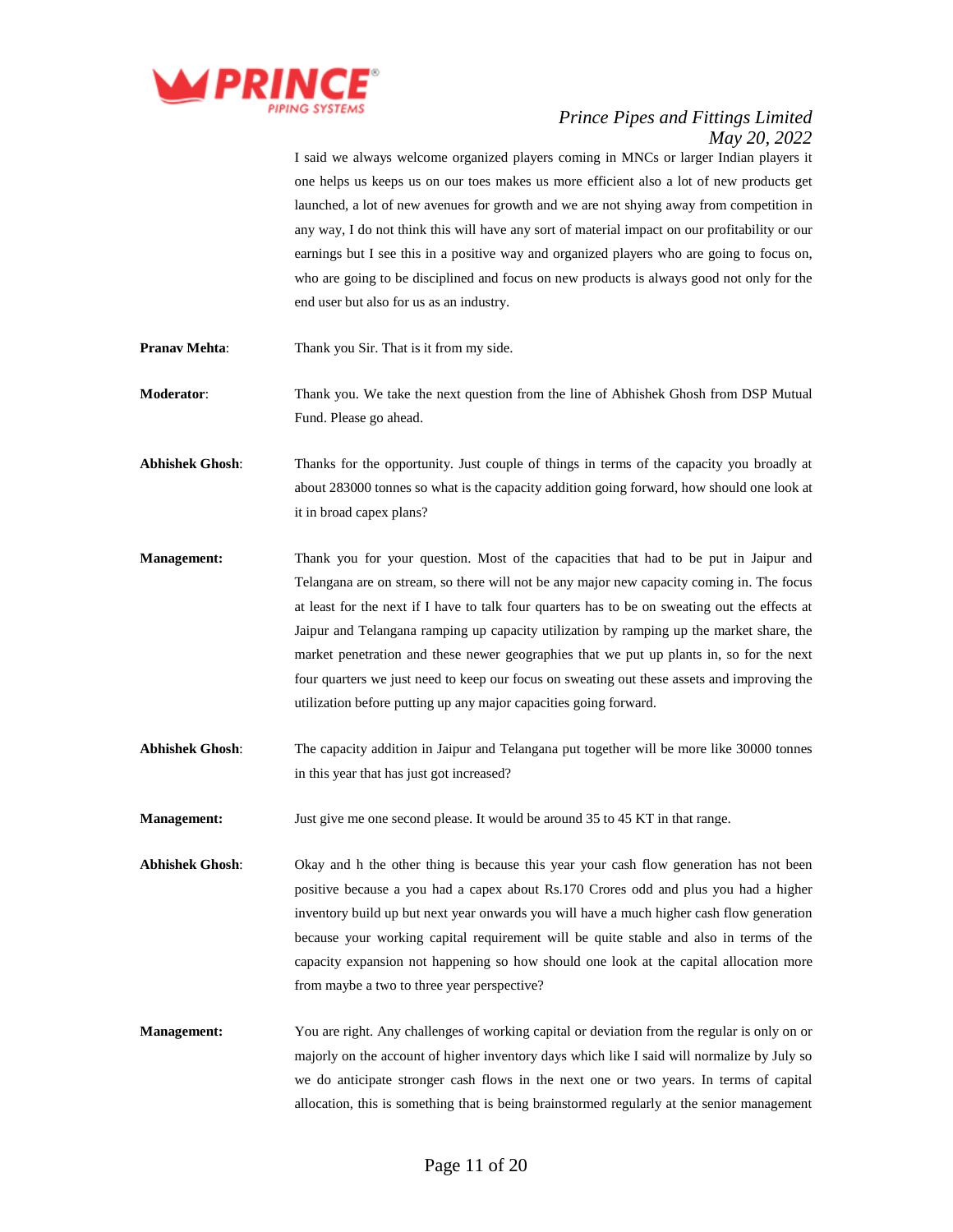I said we always welcome organized players coming in MNCs or larger Indian players it one helps us keeps us on our toes makes us more efficient also a lot of new products get launched, a lot of new avenues for growth and we are not shying away from competition in any way, I do not think this will have any sort of material impact on our profitability or our earnings but I see this in a positive way and organized players who are going to focus on, who are going to be disciplined and focus on new products is always good not only for the end user but also for us as an industry.

**Pranav Mehta**: Thank you Sir. That is it from my side.

**Moderator**: Thank you. We take the next question from the line of Abhishek Ghosh from DSP Mutual Fund. Please go ahead.

**Abhishek Ghosh**: Thanks for the opportunity. Just couple of things in terms of the capacity you broadly at about 283000 tonnes so what is the capacity addition going forward, how should one look at it in broad capex plans?

**Management:** Thank you for your question. Most of the capacities that had to be put in Jaipur and Telangana are on stream, so there will not be any major new capacity coming in. The focus at least for the next if I have to talk four quarters has to be on sweating out the effects at Jaipur and Telangana ramping up capacity utilization by ramping up the market share, the market penetration and these newer geographies that we put up plants in, so for the next four quarters we just need to keep our focus on sweating out these assets and improving the utilization before putting up any major capacities going forward.

**Abhishek Ghosh**: The capacity addition in Jaipur and Telangana put together will be more like 30000 tonnes in this year that has just got increased?

**Management:** Just give me one second please. It would be around 35 to 45 KT in that range.

**Abhishek Ghosh**: Okay and h the other thing is because this year your cash flow generation has not been positive because a you had a capex about Rs.170 Crores odd and plus you had a higher inventory build up but next year onwards you will have a much higher cash flow generation because your working capital requirement will be quite stable and also in terms of the capacity expansion not happening so how should one look at the capital allocation more from maybe a two to three year perspective?

**Management:** You are right. Any challenges of working capital or deviation from the regular is only on or majorly on the account of higher inventory days which like I said will normalize by July so we do anticipate stronger cash flows in the next one or two years. In terms of capital allocation, this is something that is being brainstormed regularly at the senior management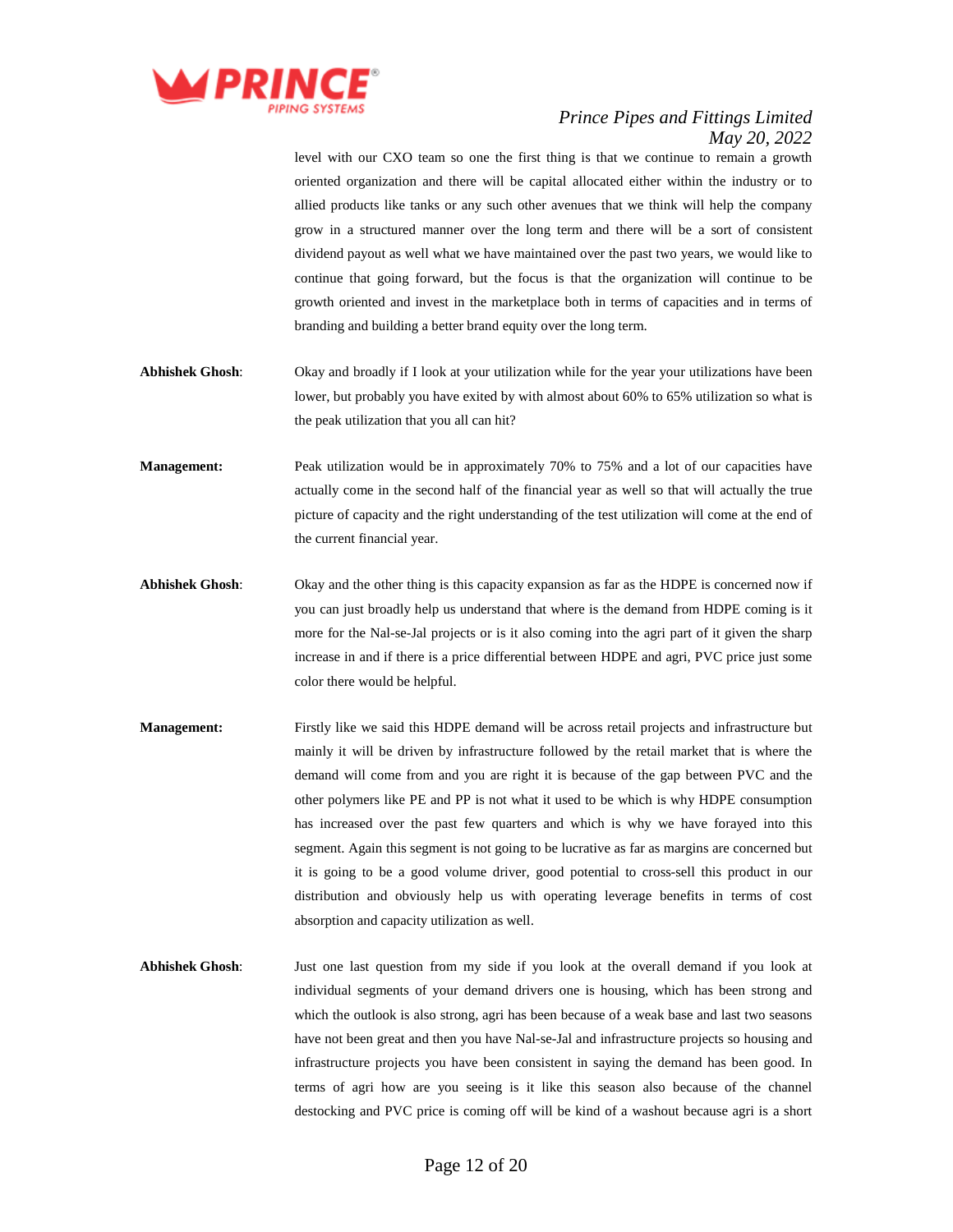level with our CXO team so one the first thing is that we continue to remain a growth oriented organization and there will be capital allocated either within the industry or to allied products like tanks or any such other avenues that we think will help the company grow in a structured manner over the long term and there will be a sort of consistent dividend payout as well what we have maintained over the past two years, we would like to continue that going forward, but the focus is that the organization will continue to be growth oriented and invest in the marketplace both in terms of capacities and in terms of branding and building a better brand equity over the long term.

**Abhishek Ghosh**: Okay and broadly if I look at your utilization while for the year your utilizations have been lower, but probably you have exited by with almost about 60% to 65% utilization so what is the peak utilization that you all can hit?

**Management:** Peak utilization would be in approximately 70% to 75% and a lot of our capacities have actually come in the second half of the financial year as well so that will actually the true picture of capacity and the right understanding of the test utilization will come at the end of the current financial year.

**Abhishek Ghosh**: Okay and the other thing is this capacity expansion as far as the HDPE is concerned now if you can just broadly help us understand that where is the demand from HDPE coming is it more for the Nal-se-Jal projects or is it also coming into the agri part of it given the sharp increase in and if there is a price differential between HDPE and agri, PVC price just some color there would be helpful.

**Management:** Firstly like we said this HDPE demand will be across retail projects and infrastructure but mainly it will be driven by infrastructure followed by the retail market that is where the demand will come from and you are right it is because of the gap between PVC and the other polymers like PE and PP is not what it used to be which is why HDPE consumption has increased over the past few quarters and which is why we have forayed into this segment. Again this segment is not going to be lucrative as far as margins are concerned but it is going to be a good volume driver, good potential to cross-sell this product in our distribution and obviously help us with operating leverage benefits in terms of cost absorption and capacity utilization as well.

**Abhishek Ghosh**: Just one last question from my side if you look at the overall demand if you look at individual segments of your demand drivers one is housing, which has been strong and which the outlook is also strong, agri has been because of a weak base and last two seasons have not been great and then you have Nal-se-Jal and infrastructure projects so housing and infrastructure projects you have been consistent in saying the demand has been good. In terms of agri how are you seeing is it like this season also because of the channel destocking and PVC price is coming off will be kind of a washout because agri is a short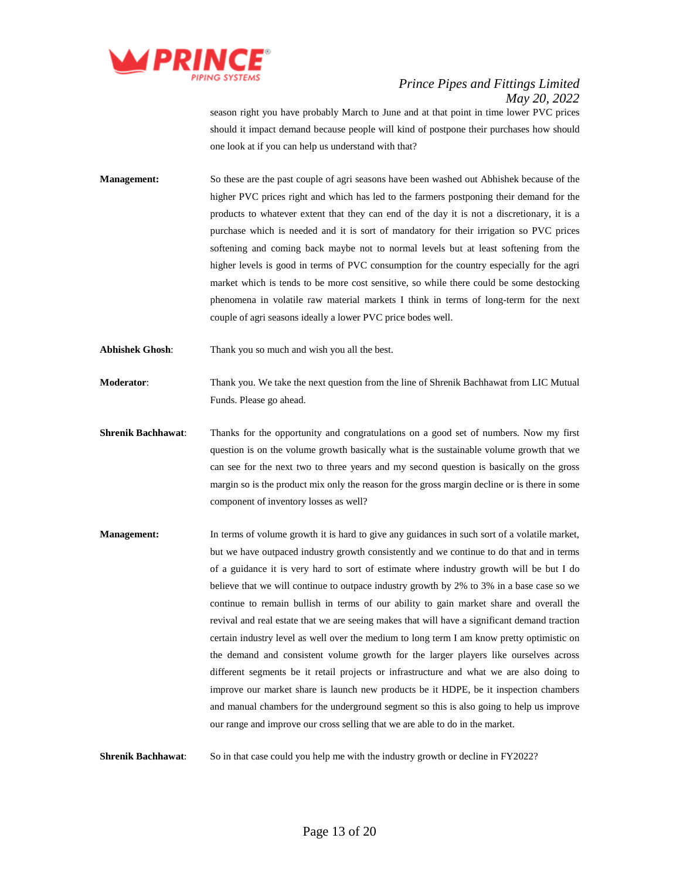season right you have probably March to June and at that point in time lower PVC prices should it impact demand because people will kind of postpone their purchases how should one look at if you can help us understand with that?

**Management:** So these are the past couple of agri seasons have been washed out Abhishek because of the higher PVC prices right and which has led to the farmers postponing their demand for the products to whatever extent that they can end of the day it is not a discretionary, it is a purchase which is needed and it is sort of mandatory for their irrigation so PVC prices softening and coming back maybe not to normal levels but at least softening from the higher levels is good in terms of PVC consumption for the country especially for the agri market which is tends to be more cost sensitive, so while there could be some destocking phenomena in volatile raw material markets I think in terms of long-term for the next couple of agri seasons ideally a lower PVC price bodes well.

**Abhishek Ghosh**: Thank you so much and wish you all the best.

**Moderator**: Thank you. We take the next question from the line of Shrenik Bachhawat from LIC Mutual Funds. Please go ahead.

**Shrenik Bachhawat**: Thanks for the opportunity and congratulations on a good set of numbers. Now my first question is on the volume growth basically what is the sustainable volume growth that we can see for the next two to three years and my second question is basically on the gross margin so is the product mix only the reason for the gross margin decline or is there in some component of inventory losses as well?

**Management:** In terms of volume growth it is hard to give any guidances in such sort of a volatile market, but we have outpaced industry growth consistently and we continue to do that and in terms of a guidance it is very hard to sort of estimate where industry growth will be but I do believe that we will continue to outpace industry growth by 2% to 3% in a base case so we continue to remain bullish in terms of our ability to gain market share and overall the revival and real estate that we are seeing makes that will have a significant demand traction certain industry level as well over the medium to long term I am know pretty optimistic on the demand and consistent volume growth for the larger players like ourselves across different segments be it retail projects or infrastructure and what we are also doing to improve our market share is launch new products be it HDPE, be it inspection chambers and manual chambers for the underground segment so this is also going to help us improve our range and improve our cross selling that we are able to do in the market.

**Shrenik Bachhawat**: So in that case could you help me with the industry growth or decline in FY2022?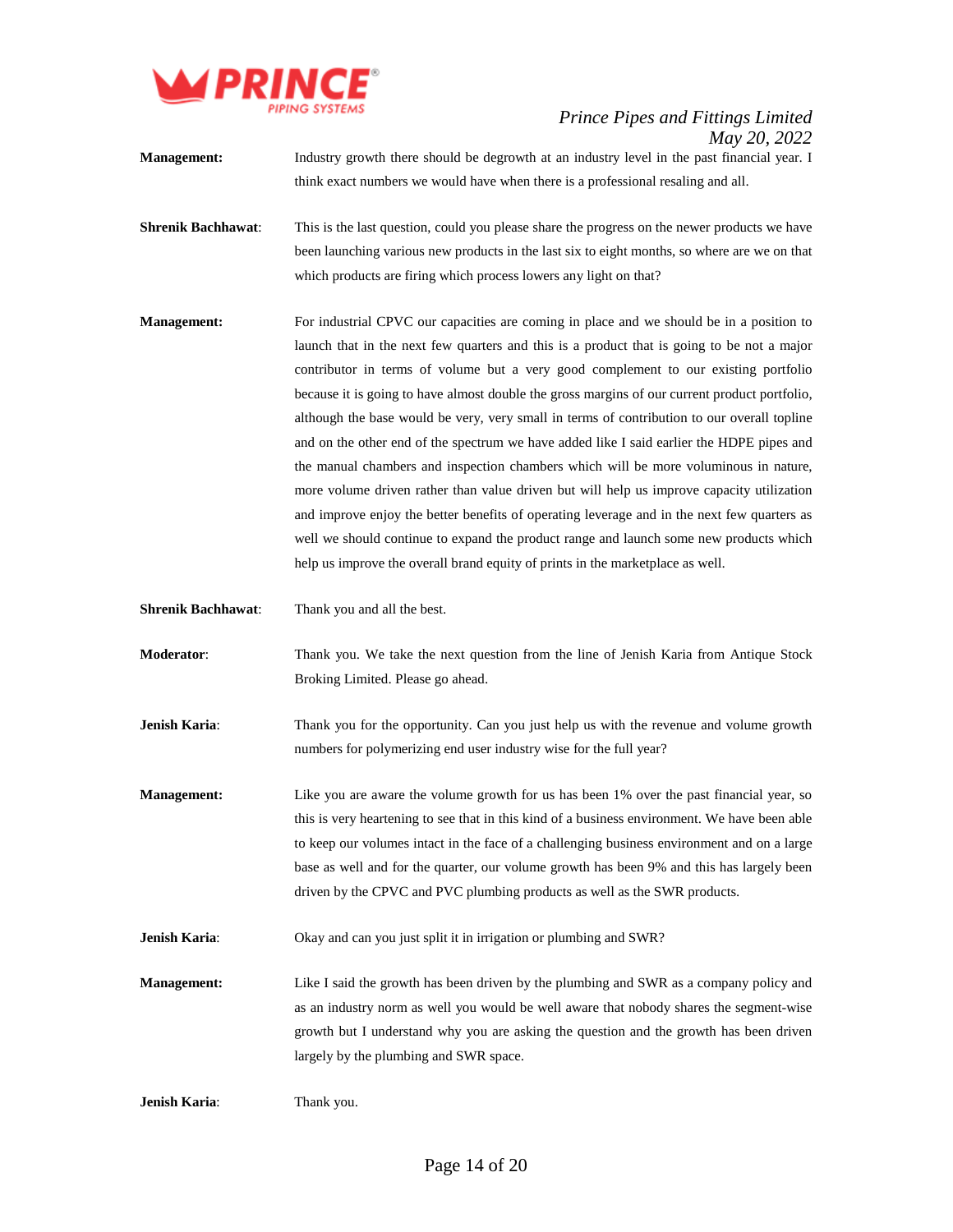**Management:** Industry growth there should be degrowth at an industry level in the past financial year. I think exact numbers we would have when there is a professional resaling and all.

**Shrenik Bachhawat**: This is the last question, could you please share the progress on the newer products we have been launching various new products in the last six to eight months, so where are we on that which products are firing which process lowers any light on that?

**Management:** For industrial CPVC our capacities are coming in place and we should be in a position to launch that in the next few quarters and this is a product that is going to be not a major contributor in terms of volume but a very good complement to our existing portfolio because it is going to have almost double the gross margins of our current product portfolio, although the base would be very, very small in terms of contribution to our overall topline and on the other end of the spectrum we have added like I said earlier the HDPE pipes and the manual chambers and inspection chambers which will be more voluminous in nature, more volume driven rather than value driven but will help us improve capacity utilization and improve enjoy the better benefits of operating leverage and in the next few quarters as well we should continue to expand the product range and launch some new products which help us improve the overall brand equity of prints in the marketplace as well.

**Shrenik Bachhawat**: Thank you and all the best.

**Moderator**: Thank you. We take the next question from the line of Jenish Karia from Antique Stock Broking Limited. Please go ahead.

**Jenish Karia**: Thank you for the opportunity. Can you just help us with the revenue and volume growth numbers for polymerizing end user industry wise for the full year?

**Management:** Like you are aware the volume growth for us has been 1% over the past financial year, so this is very heartening to see that in this kind of a business environment. We have been able to keep our volumes intact in the face of a challenging business environment and on a large base as well and for the quarter, our volume growth has been 9% and this has largely been driven by the CPVC and PVC plumbing products as well as the SWR products.

**Jenish Karia**: Okay and can you just split it in irrigation or plumbing and SWR?

**Management:** Like I said the growth has been driven by the plumbing and SWR as a company policy and as an industry norm as well you would be well aware that nobody shares the segment-wise growth but I understand why you are asking the question and the growth has been driven largely by the plumbing and SWR space.

**Jenish Karia**: Thank you.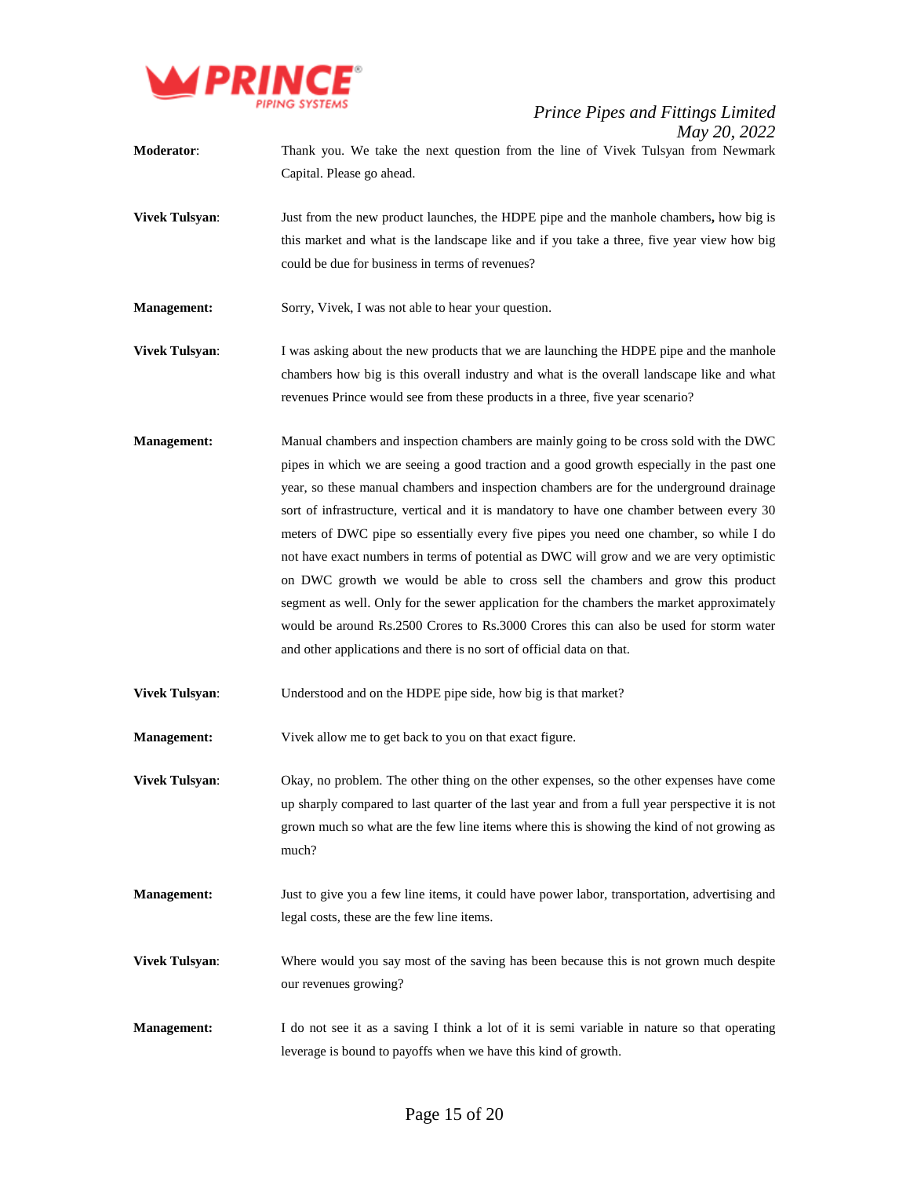**Moderator**: Thank you. We take the next question from the line of Vivek Tulsyan from Newmark Capital. Please go ahead.

**Vivek Tulsyan**: Just from the new product launches, the HDPE pipe and the manhole chambers**,** how big is this market and what is the landscape like and if you take a three, five year view how big could be due for business in terms of revenues?

**Management:** Sorry, Vivek, I was not able to hear your question.

**Vivek Tulsyan**: I was asking about the new products that we are launching the HDPE pipe and the manhole chambers how big is this overall industry and what is the overall landscape like and what revenues Prince would see from these products in a three, five year scenario?

**Management:** Manual chambers and inspection chambers are mainly going to be cross sold with the DWC pipes in which we are seeing a good traction and a good growth especially in the past one year, so these manual chambers and inspection chambers are for the underground drainage sort of infrastructure, vertical and it is mandatory to have one chamber between every 30 meters of DWC pipe so essentially every five pipes you need one chamber, so while I do not have exact numbers in terms of potential as DWC will grow and we are very optimistic on DWC growth we would be able to cross sell the chambers and grow this product segment as well. Only for the sewer application for the chambers the market approximately would be around Rs.2500 Crores to Rs.3000 Crores this can also be used for storm water and other applications and there is no sort of official data on that.

**Vivek Tulsyan**: Understood and on the HDPE pipe side, how big is that market?

**Management:** Vivek allow me to get back to you on that exact figure.

**Vivek Tulsyan**: Okay, no problem. The other thing on the other expenses, so the other expenses have come up sharply compared to last quarter of the last year and from a full year perspective it is not grown much so what are the few line items where this is showing the kind of not growing as much?

**Management:** Just to give you a few line items, it could have power labor, transportation, advertising and legal costs, these are the few line items.

**Vivek Tulsyan**: Where would you say most of the saving has been because this is not grown much despite our revenues growing?

**Management:** I do not see it as a saving I think a lot of it is semi variable in nature so that operating leverage is bound to payoffs when we have this kind of growth.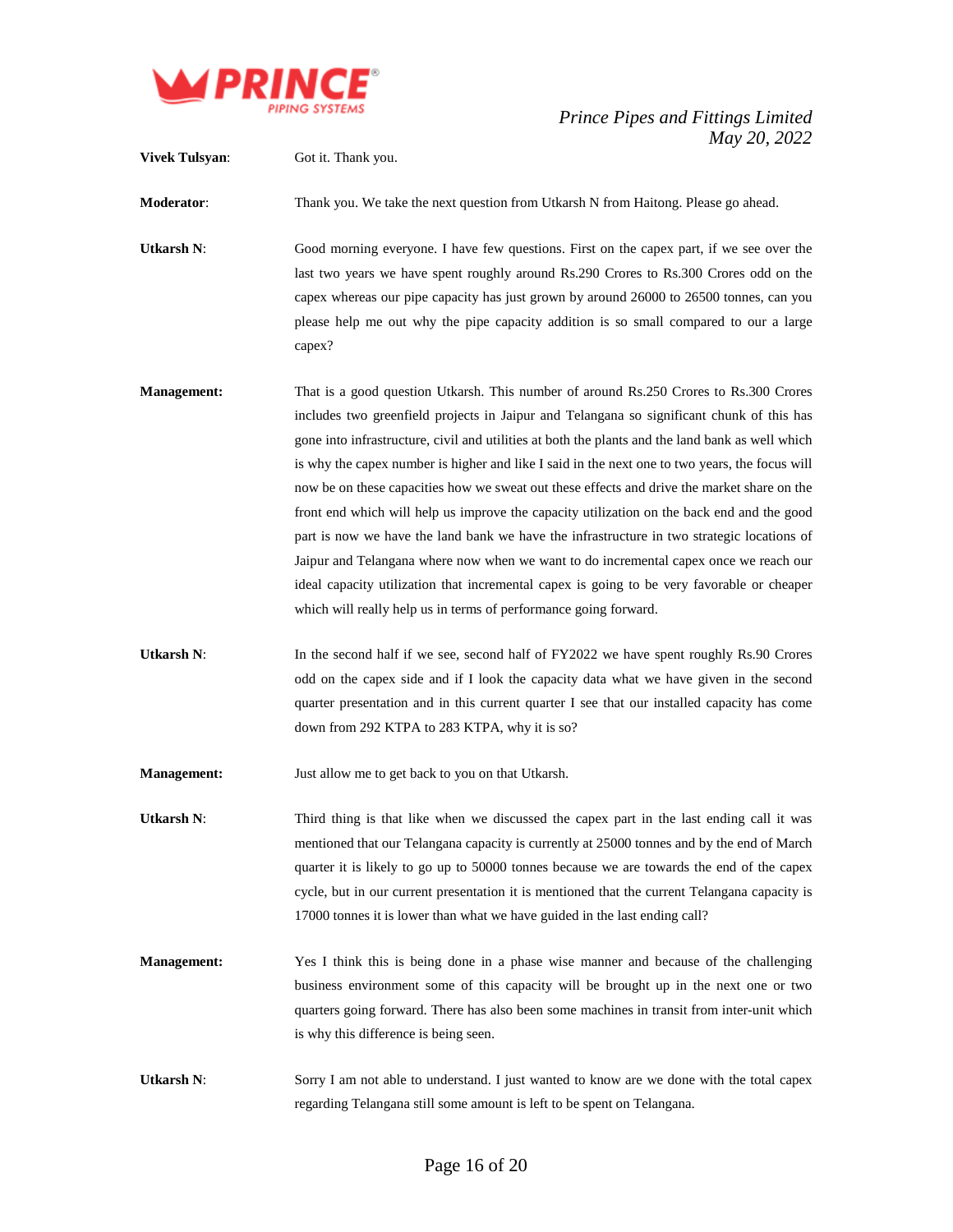**Vivek Tulsyan**: Got it. Thank you.

**Moderator**: Thank you. We take the next question from Utkarsh N from Haitong. Please go ahead.

**Utkarsh N**: Good morning everyone. I have few questions. First on the capex part, if we see over the last two years we have spent roughly around Rs.290 Crores to Rs.300 Crores odd on the capex whereas our pipe capacity has just grown by around 26000 to 26500 tonnes, can you please help me out why the pipe capacity addition is so small compared to our a large capex?

**Management:** That is a good question Utkarsh. This number of around Rs.250 Crores to Rs.300 Crores includes two greenfield projects in Jaipur and Telangana so significant chunk of this has gone into infrastructure, civil and utilities at both the plants and the land bank as well which is why the capex number is higher and like I said in the next one to two years, the focus will now be on these capacities how we sweat out these effects and drive the market share on the front end which will help us improve the capacity utilization on the back end and the good part is now we have the land bank we have the infrastructure in two strategic locations of Jaipur and Telangana where now when we want to do incremental capex once we reach our ideal capacity utilization that incremental capex is going to be very favorable or cheaper which will really help us in terms of performance going forward.

**Utkarsh N**: In the second half if we see, second half of FY2022 we have spent roughly Rs.90 Crores odd on the capex side and if I look the capacity data what we have given in the second quarter presentation and in this current quarter I see that our installed capacity has come down from 292 KTPA to 283 KTPA, why it is so?

**Management:** Just allow me to get back to you on that Utkarsh.

**Utkarsh N**: Third thing is that like when we discussed the capex part in the last ending call it was mentioned that our Telangana capacity is currently at 25000 tonnes and by the end of March quarter it is likely to go up to 50000 tonnes because we are towards the end of the capex cycle, but in our current presentation it is mentioned that the current Telangana capacity is 17000 tonnes it is lower than what we have guided in the last ending call?

**Management:** Yes I think this is being done in a phase wise manner and because of the challenging business environment some of this capacity will be brought up in the next one or two quarters going forward. There has also been some machines in transit from inter-unit which is why this difference is being seen.

**Utkarsh N**: Sorry I am not able to understand. I just wanted to know are we done with the total capex regarding Telangana still some amount is left to be spent on Telangana.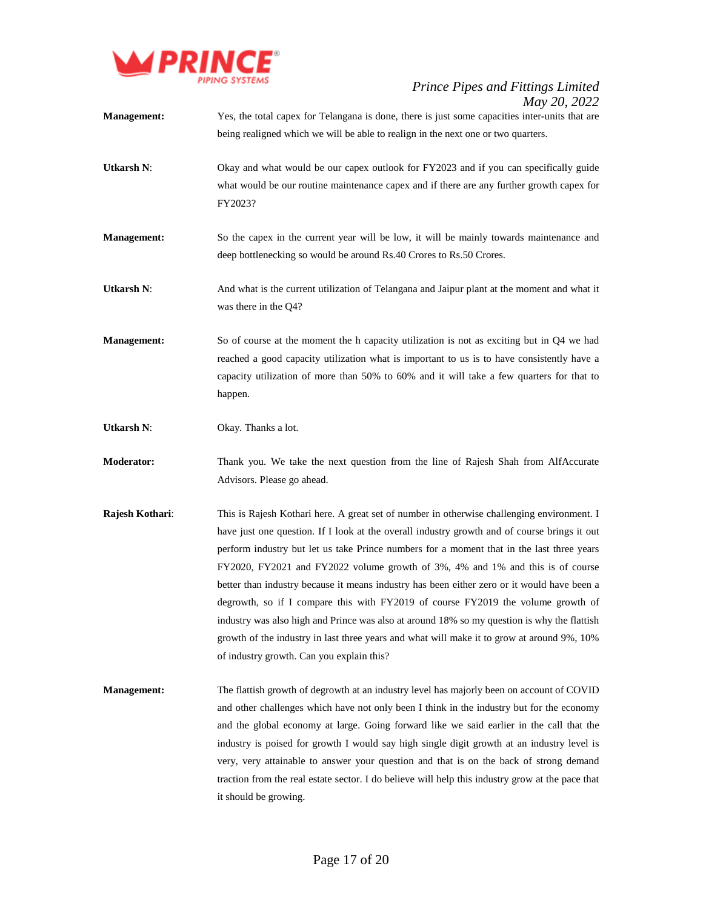**Management:** Yes, the total capex for Telangana is done, there is just some capacities inter-units that are being realigned which we will be able to realign in the next one or two quarters.

**Utkarsh N:** Okay and what would be our capex outlook for FY2023 and if you can specifically guide what would be our routine maintenance capex and if there are any further growth capex for FY2023?

**Management:** So the capex in the current year will be low, it will be mainly towards maintenance and deep bottlenecking so would be around Rs.40 Crores to Rs.50 Crores.

**Utkarsh N:** And what is the current utilization of Telangana and Jaipur plant at the moment and what it was there in the Q4?

**Management:** So of course at the moment the h capacity utilization is not as exciting but in Q4 we had reached a good capacity utilization what is important to us is to have consistently have a capacity utilization of more than 50% to 60% and it will take a few quarters for that to happen.

**Utkarsh N:** Okay. Thanks a lot.

**Moderator:** Thank you. We take the next question from the line of Rajesh Shah from AlfAccurate Advisors. Please go ahead.

**Rajesh Kothari:** This is Rajesh Kothari here. A great set of number in otherwise challenging environment. I have just one question. If I look at the overall industry growth and of course brings it out perform industry but let us take Prince numbers for a moment that in the last three years FY2020, FY2021 and FY2022 volume growth of 3%, 4% and 1% and this is of course better than industry because it means industry has been either zero or it would have been a degrowth, so if I compare this with FY2019 of course FY2019 the volume growth of industry was also high and Prince was also at around 18% so my question is why the flattish growth of the industry in last three years and what will make it to grow at around 9%, 10% of industry growth. Can you explain this?

**Management:** The flattish growth of degrowth at an industry level has majorly been on account of COVID and other challenges which have not only been I think in the industry but for the economy and the global economy at large. Going forward like we said earlier in the call that the industry is poised for growth I would say high single digit growth at an industry level is very, very attainable to answer your question and that is on the back of strong demand traction from the real estate sector. I do believe will help this industry grow at the pace that it should be growing.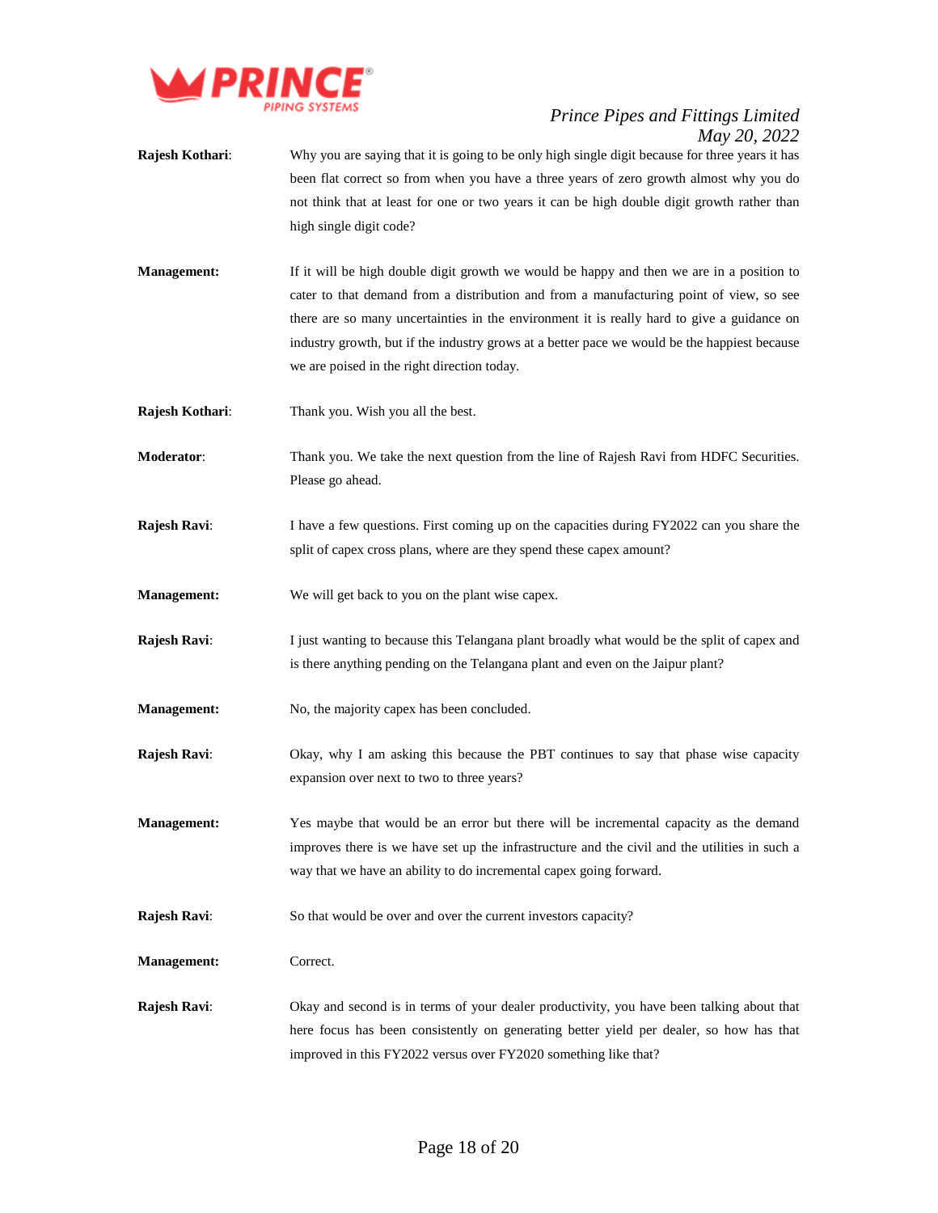**Rajesh Kothari**: Why you are saying that it is going to be only high single digit because for three years it has been flat correct so from when you have a three years of zero growth almost why you do not think that at least for one or two years it can be high double digit growth rather than high single digit code?

**Management:** If it will be high double digit growth we would be happy and then we are in a position to cater to that demand from a distribution and from a manufacturing point of view, so see there are so many uncertainties in the environment it is really hard to give a guidance on industry growth, but if the industry grows at a better pace we would be the happiest because we are poised in the right direction today.

**Rajesh Kothari**: Thank you. Wish you all the best.

**Moderator**: Thank you. We take the next question from the line of Rajesh Ravi from HDFC Securities. Please go ahead.

**Rajesh Ravi**: I have a few questions. First coming up on the capacities during FY2022 can you share the split of capex cross plans, where are they spend these capex amount?

**Management:** We will get back to you on the plant wise capex.

**Rajesh Ravi**: I just wanting to because this Telangana plant broadly what would be the split of capex and is there anything pending on the Telangana plant and even on the Jaipur plant?

**Management:** No, the majority capex has been concluded.

**Rajesh Ravi**: Okay, why I am asking this because the PBT continues to say that phase wise capacity expansion over next to two to three years?

**Management:** Yes maybe that would be an error but there will be incremental capacity as the demand improves there is we have set up the infrastructure and the civil and the utilities in such a way that we have an ability to do incremental capex going forward.

**Rajesh Ravi**: So that would be over and over the current investors capacity?

**Management:** Correct.

**Rajesh Ravi**: Okay and second is in terms of your dealer productivity, you have been talking about that here focus has been consistently on generating better yield per dealer, so how has that improved in this FY2022 versus over FY2020 something like that?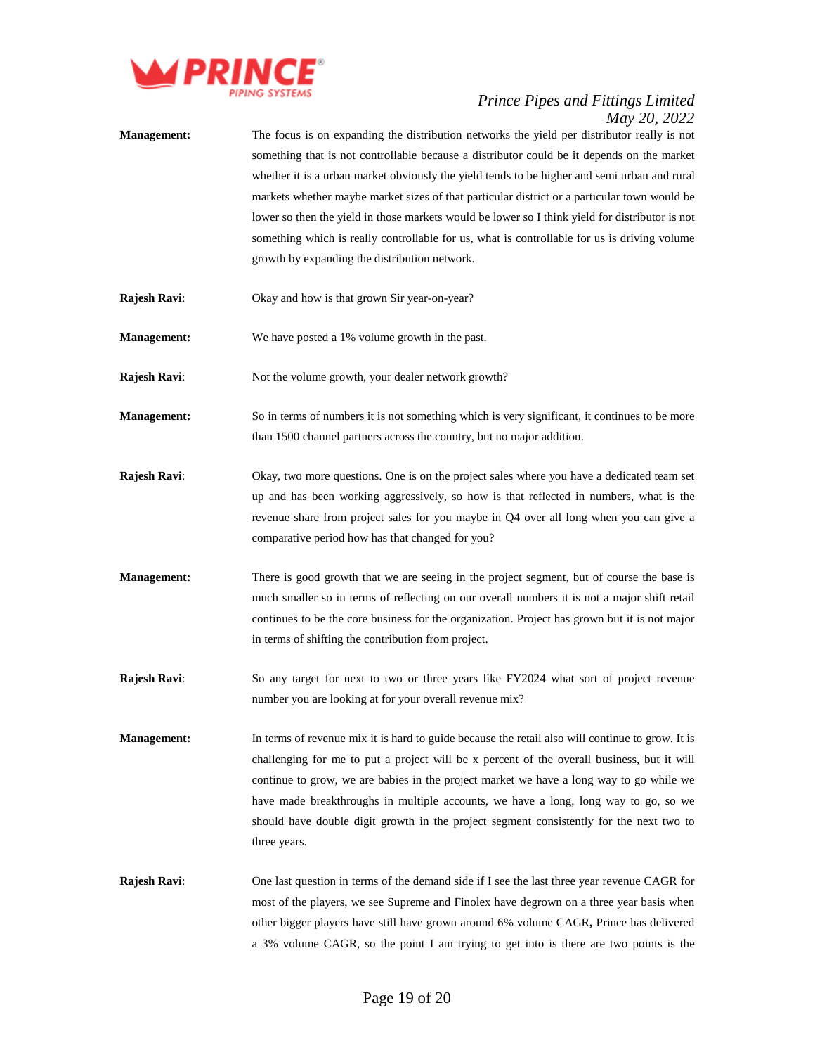**Management:** The focus is on expanding the distribution networks the yield per distributor really is not something that is not controllable because a distributor could be it depends on the market whether it is a urban market obviously the yield tends to be higher and semi urban and rural markets whether maybe market sizes of that particular district or a particular town would be lower so then the yield in those markets would be lower so I think yield for distributor is not something which is really controllable for us, what is controllable for us is driving volume growth by expanding the distribution network.

**Rajesh Ravi**: Okay and how is that grown Sir year-on-year?

**Management:** We have posted a 1% volume growth in the past.

**Rajesh Ravi**: Not the volume growth, your dealer network growth?

**Management:** So in terms of numbers it is not something which is very significant, it continues to be more than 1500 channel partners across the country, but no major addition.

**Rajesh Ravi**: Okay, two more questions. One is on the project sales where you have a dedicated team set up and has been working aggressively, so how is that reflected in numbers, what is the revenue share from project sales for you maybe in Q4 over all long when you can give a comparative period how has that changed for you?

**Management:** There is good growth that we are seeing in the project segment, but of course the base is much smaller so in terms of reflecting on our overall numbers it is not a major shift retail continues to be the core business for the organization. Project has grown but it is not major in terms of shifting the contribution from project.

**Rajesh Ravi**: So any target for next to two or three years like FY2024 what sort of project revenue number you are looking at for your overall revenue mix?

**Management:** In terms of revenue mix it is hard to guide because the retail also will continue to grow. It is challenging for me to put a project will be x percent of the overall business, but it will continue to grow, we are babies in the project market we have a long way to go while we have made breakthroughs in multiple accounts, we have a long, long way to go, so we should have double digit growth in the project segment consistently for the next two to three years.

**Rajesh Ravi**: One last question in terms of the demand side if I see the last three year revenue CAGR for most of the players, we see Supreme and Finolex have degrown on a three year basis when other bigger players have still have grown around 6% volume CAGR**,** Prince has delivered a 3% volume CAGR, so the point I am trying to get into is there are two points is the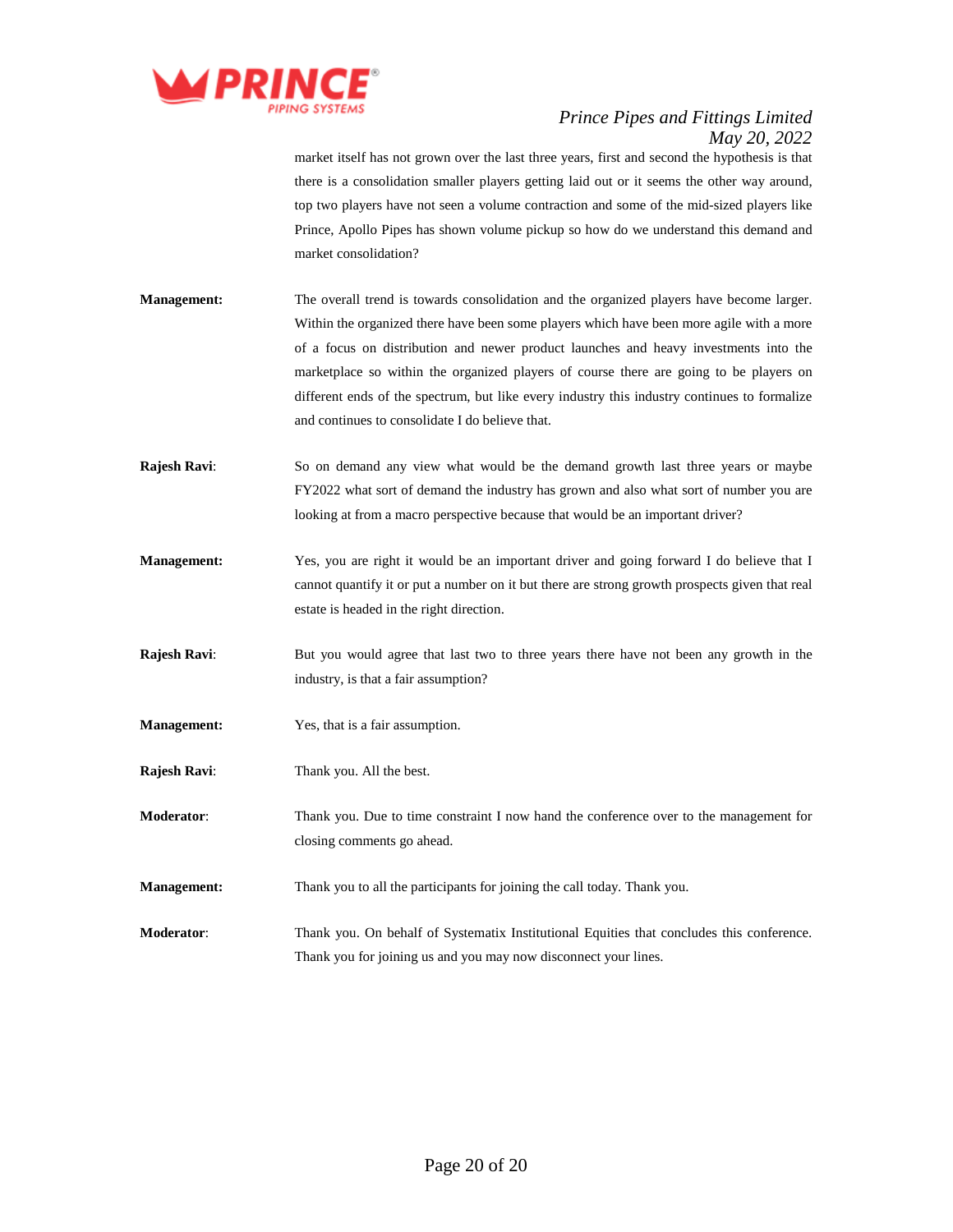market itself has not grown over the last three years, first and second the hypothesis is that there is a consolidation smaller players getting laid out or it seems the other way around, top two players have not seen a volume contraction and some of the mid-sized players like Prince, Apollo Pipes has shown volume pickup so how do we understand this demand and market consolidation?

**Management:** The overall trend is towards consolidation and the organized players have become larger. Within the organized there have been some players which have been more agile with a more of a focus on distribution and newer product launches and heavy investments into the marketplace so within the organized players of course there are going to be players on different ends of the spectrum, but like every industry this industry continues to formalize and continues to consolidate I do believe that.

**Rajesh Ravi**: So on demand any view what would be the demand growth last three years or maybe FY2022 what sort of demand the industry has grown and also what sort of number you are looking at from a macro perspective because that would be an important driver?

**Management:** Yes, you are right it would be an important driver and going forward I do believe that I cannot quantify it or put a number on it but there are strong growth prospects given that real estate is headed in the right direction.

**Rajesh Ravi**: But you would agree that last two to three years there have not been any growth in the industry, is that a fair assumption?

**Management:** Yes, that is a fair assumption.

**Rajesh Ravi**: Thank you. All the best.

**Moderator**: Thank you. Due to time constraint I now hand the conference over to the management for closing comments go ahead.

**Management:** Thank you to all the participants for joining the call today. Thank you.

**Moderator**: Thank you. On behalf of Systematix Institutional Equities that concludes this conference. Thank you for joining us and you may now disconnect your lines.